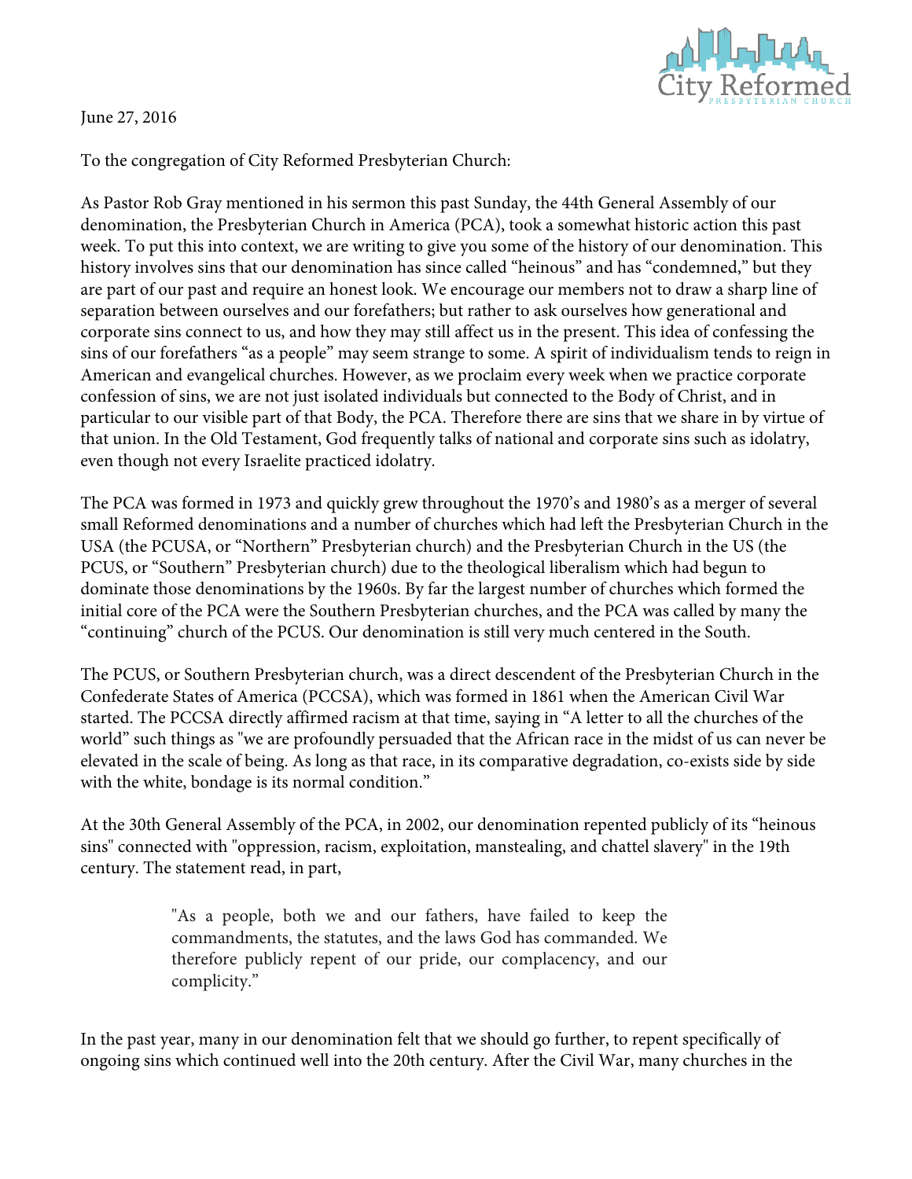June 27, 2016

To the congregation of City Reformed Presbyterian Church:

As Pastor Rob Gray mentioned in his sermon this past Sunday, the 44th General Assembly of our denomination, the Presbyterian Church in America (PCA), took a somewhat historic action this past week. To put this into context, we are writing to give you some of the history of our denomination. This history involves sins that our denomination has since called "heinous" and has "condemned," but they are part of our past and require an honest look. We encourage our members not to draw a sharp line of separation between ourselves and our forefathers; but rather to ask ourselves how generational and corporate sins connect to us, and how they may still affect us in the present. This idea of confessing the sins of our forefathers "as a people" may seem strange to some. A spirit of individualism tends to reign in American and evangelical churches. However, as we proclaim every week when we practice corporate confession of sins, we are not just isolated individuals but connected to the Body of Christ, and in particular to our visible part of that Body, the PCA. Therefore there are sins that we share in by virtue of that union. In the Old Testament, God frequently talks of national and corporate sins such as idolatry, even though not every Israelite practiced idolatry.

The PCA was formed in 1973 and quickly grew throughout the 1970's and 1980's as a merger of several small Reformed denominations and a number of churches which had left the Presbyterian Church in the USA (the PCUSA, or "Northern" Presbyterian church) and the Presbyterian Church in the US (the PCUS, or "Southern" Presbyterian church) due to the theological liberalism which had begun to dominate those denominations by the 1960s. By far the largest number of churches which formed the initial core of the PCA were the Southern Presbyterian churches, and the PCA was called by many the "continuing" church of the PCUS. Our denomination is still very much centered in the South.

The PCUS, or Southern Presbyterian church, was a direct descendent of the Presbyterian Church in the Confederate States of America (PCCSA), which was formed in 1861 when the American Civil War started. The PCCSA directly affirmed racism at that time, saying in "A letter to all the churches of the world" such things as "we are profoundly persuaded that the African race in the midst of us can never be elevated in the scale of being. As long as that race, in its comparative degradation, co-exists side by side with the white, bondage is its normal condition."

At the 30th General Assembly of the PCA, in 2002, our denomination repented publicly of its "heinous sins" connected with "oppression, racism, exploitation, manstealing, and chattel slavery" in the 19th century. The statement read, in part,

> "As a people, both we and our fathers, have failed to keep the commandments, the statutes, and the laws God has commanded. We therefore publicly repent of our pride, our complacency, and our complicity."

In the past year, many in our denomination felt that we should go further, to repent specifically of ongoing sins which continued well into the 20th century. After the Civil War, many churches in the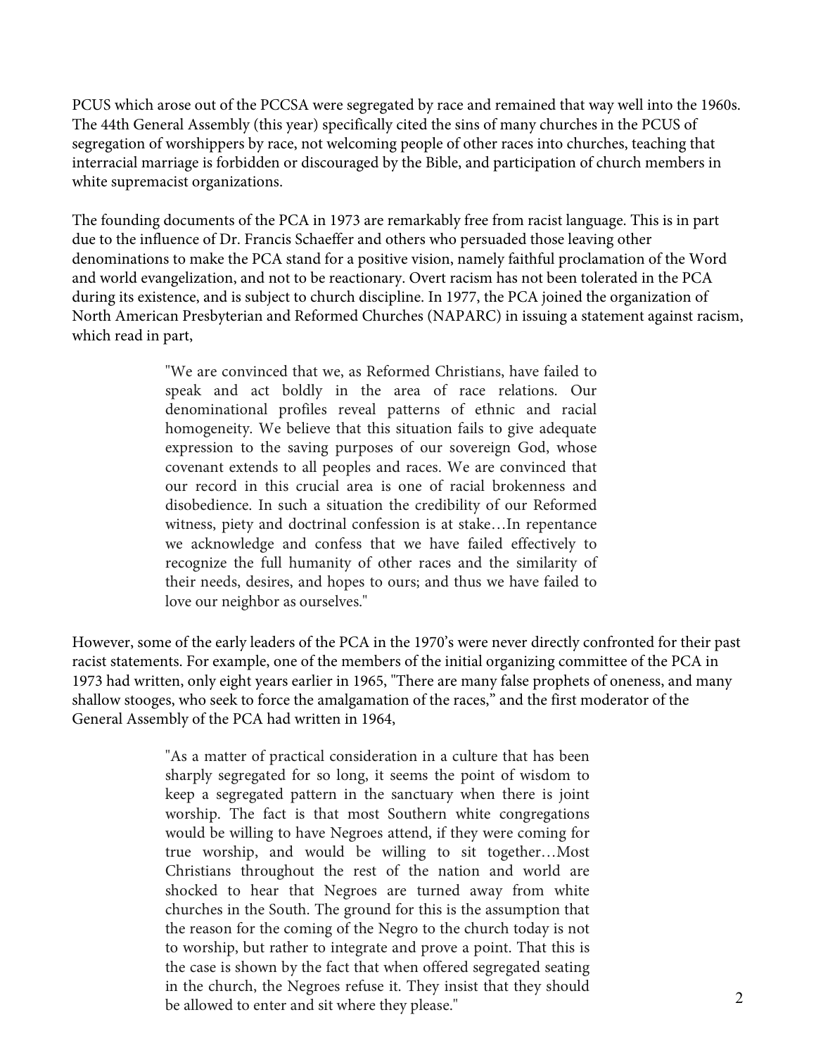PCUS which arose out of the PCCSA were segregated by race and remained that way well into the 1960s. The 44th General Assembly (this year) specifically cited the sins of many churches in the PCUS of segregation of worshippers by race, not welcoming people of other races into churches, teaching that interracial marriage is forbidden or discouraged by the Bible, and participation of church members in white supremacist organizations.

The founding documents of the PCA in 1973 are remarkably free from racist language. This is in part due to the influence of Dr. Francis Schaeffer and others who persuaded those leaving other denominations to make the PCA stand for a positive vision, namely faithful proclamation of the Word and world evangelization, and not to be reactionary. Overt racism has not been tolerated in the PCA during its existence, and is subject to church discipline. In 1977, the PCA joined the organization of North American Presbyterian and Reformed Churches (NAPARC) in issuing a statement against racism, which read in part,

> "We are convinced that we, as Reformed Christians, have failed to speak and act boldly in the area of race relations. Our denominational profiles reveal patterns of ethnic and racial homogeneity. We believe that this situation fails to give adequate expression to the saving purposes of our sovereign God, whose covenant extends to all peoples and races. We are convinced that our record in this crucial area is one of racial brokenness and disobedience. In such a situation the credibility of our Reformed witness, piety and doctrinal confession is at stake…In repentance we acknowledge and confess that we have failed effectively to recognize the full humanity of other races and the similarity of their needs, desires, and hopes to ours; and thus we have failed to love our neighbor as ourselves."

However, some of the early leaders of the PCA in the 1970's were never directly confronted for their past racist statements. For example, one of the members of the initial organizing committee of the PCA in 1973 had written, only eight years earlier in 1965, "There are many false prophets of oneness, and many shallow stooges, who seek to force the amalgamation of the races," and the first moderator of the General Assembly of the PCA had written in 1964,

> "As a matter of practical consideration in a culture that has been sharply segregated for so long, it seems the point of wisdom to keep a segregated pattern in the sanctuary when there is joint worship. The fact is that most Southern white congregations would be willing to have Negroes attend, if they were coming for true worship, and would be willing to sit together…Most Christians throughout the rest of the nation and world are shocked to hear that Negroes are turned away from white churches in the South. The ground for this is the assumption that the reason for the coming of the Negro to the church today is not to worship, but rather to integrate and prove a point. That this is the case is shown by the fact that when offered segregated seating in the church, the Negroes refuse it. They insist that they should be allowed to enter and sit where they please."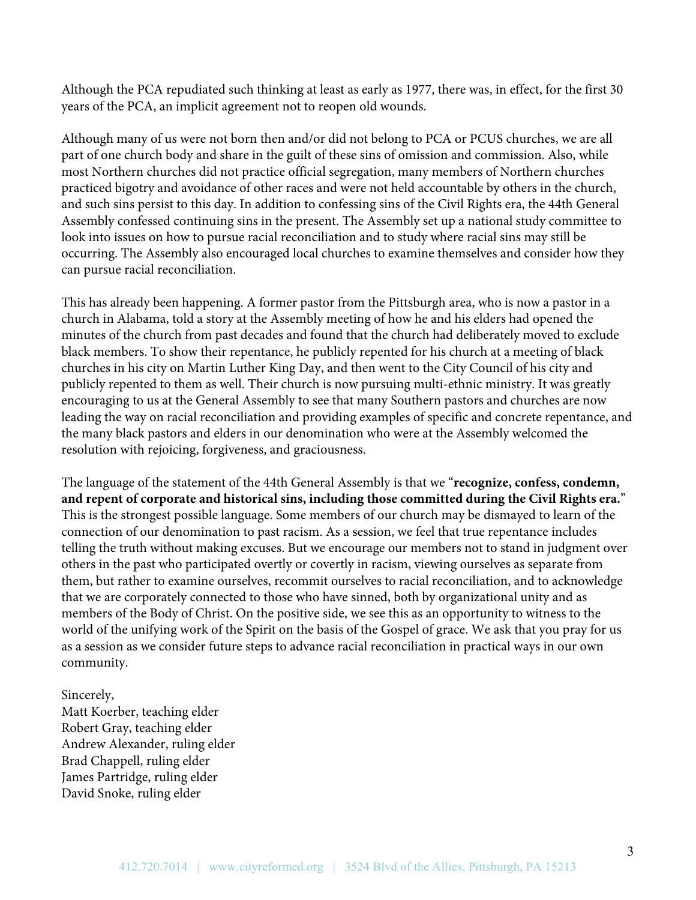Although the PCA repudiated such thinking at least as early as 1977, there was, in effect, for the first 30 years of the PCA, an implicit agreement not to reopen old wounds.

Although many of us were not born then and/or did not belong to PCA or PCUS churches, we are all part of one church body and share in the guilt of these sins of omission and commission. Also, while most Northern churches did not practice official segregation, many members of Northern churches practiced bigotry and avoidance of other races and were not held accountable by others in the church, and such sins persist to this day. In addition to confessing sins of the Civil Rights era, the 44th General Assembly confessed continuing sins in the present. The Assembly set up a national study committee to look into issues on how to pursue racial reconciliation and to study where racial sins may still be occurring. The Assembly also encouraged local churches to examine themselves and consider how they can pursue racial reconciliation.

This has already been happening. A former pastor from the Pittsburgh area, who is now a pastor in a church in Alabama, told a story at the Assembly meeting of how he and his elders had opened the minutes of the church from past decades and found that the church had deliberately moved to exclude black members. To show their repentance, he publicly repented for his church at a meeting of black churches in his city on Martin Luther King Day, and then went to the City Council of his city and publicly repented to them as well. Their church is now pursuing multi-ethnic ministry. It was greatly encouraging to us at the General Assembly to see that many Southern pastors and churches are now leading the way on racial reconciliation and providing examples of specific and concrete repentance, and the many black pastors and elders in our denomination who were at the Assembly welcomed the resolution with rejoicing, forgiveness, and graciousness.

The language of the statement of the 44th General Assembly is that we "**recognize, confess, condemn, and repent of corporate and historical sins, including those committed during the Civil Rights era.**" This is the strongest possible language. Some members of our church may be dismayed to learn of the connection of our denomination to past racism. As a session, we feel that true repentance includes telling the truth without making excuses. But we encourage our members not to stand in judgment over others in the past who participated overtly or covertly in racism, viewing ourselves as separate from them, but rather to examine ourselves, recommit ourselves to racial reconciliation, and to acknowledge that we are corporately connected to those who have sinned, both by organizational unity and as members of the Body of Christ. On the positive side, we see this as an opportunity to witness to the world of the unifying work of the Spirit on the basis of the Gospel of grace. We ask that you pray for us as a session as we consider future steps to advance racial reconciliation in practical ways in our own community.

Sincerely,
Matt Koerber, teaching elder
Robert Gray, teaching elder
Andrew Alexander, ruling elder
Brad Chappell, ruling elder
James Partridge, ruling elder
David Snoke, ruling elder